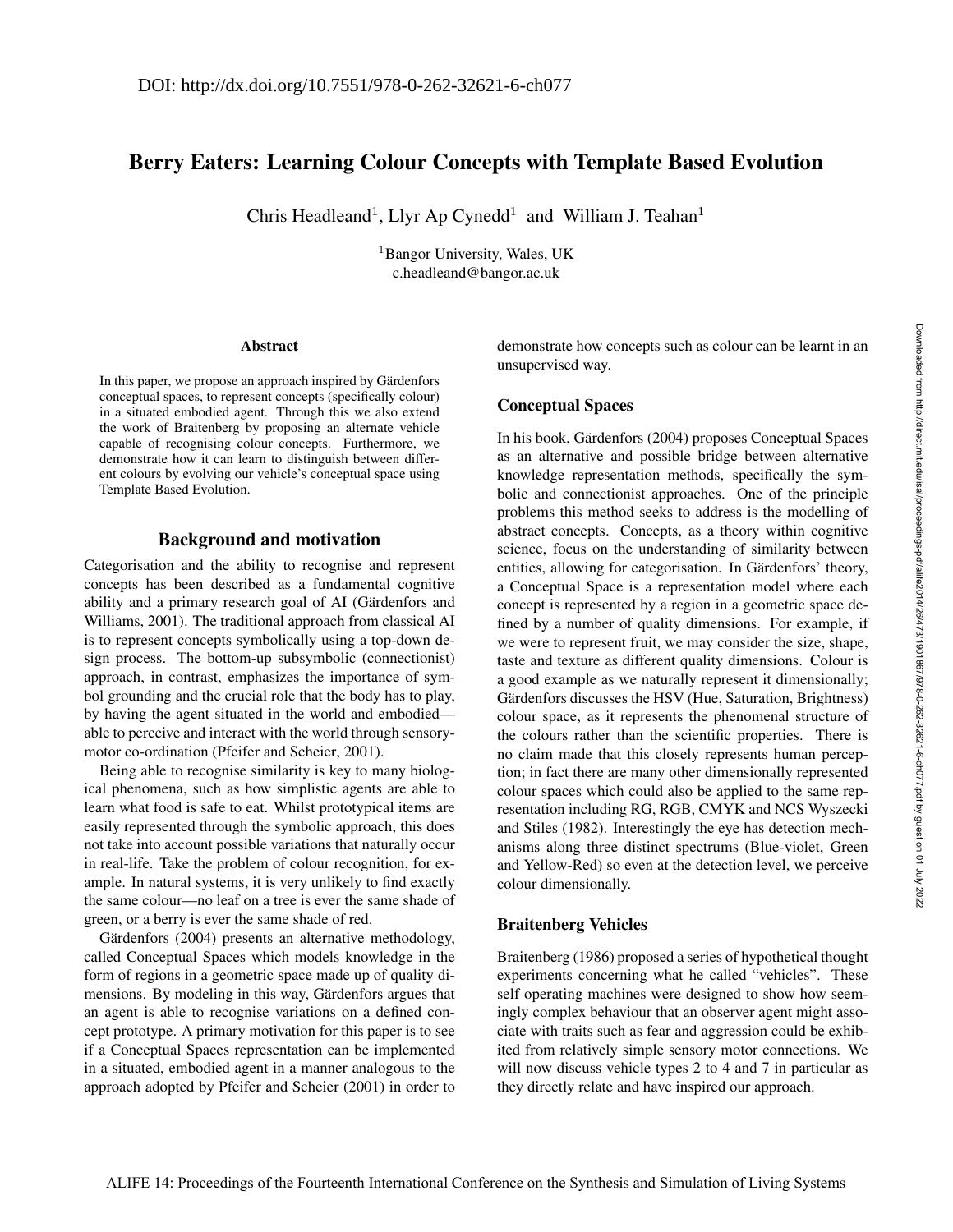DOI: http://dx.doi.org/10.7551/978-0-262-32621-6-ch077

# Berry Eaters: Learning Colour Concepts with Template Based Evolution

Chris Headleand[1], Llyr Ap Cynedd[1] and William J. Teahan[1]

[1]Bangor University, Wales, UK
c.headleand@bangor.ac.uk

### Abstract

In this paper, we propose an approach inspired by Gärdenfors conceptual spaces, to represent concepts (specifically colour) in a situated embodied agent. Through this we also extend the work of Braitenberg by proposing an alternate vehicle capable of recognising colour concepts. Furthermore, we demonstrate how it can learn to distinguish between different colours by evolving our vehicle's conceptual space using Template Based Evolution.

## Background and motivation

Categorisation and the ability to recognise and represent concepts has been described as a fundamental cognitive ability and a primary research goal of AI (Gärdenfors and Williams, 2001). The traditional approach from classical AI is to represent concepts symbolically using a top-down design process. The bottom-up subsymbolic (connectionist) approach, in contrast, emphasizes the importance of symbol grounding and the crucial role that the body has to play, by having the agent situated in the world and embodied—able to perceive and interact with the world through sensory-motor co-ordination (Pfeifer and Scheier, 2001).

Being able to recognise similarity is key to many biological phenomena, such as how simplistic agents are able to learn what food is safe to eat. Whilst prototypical items are easily represented through the symbolic approach, this does not take into account possible variations that naturally occur in real-life. Take the problem of colour recognition, for example. In natural systems, it is very unlikely to find exactly the same colour—no leaf on a tree is ever the same shade of green, or a berry is ever the same shade of red.

Gärdenfors (2004) presents an alternative methodology, called Conceptual Spaces which models knowledge in the form of regions in a geometric space made up of quality dimensions. By modeling in this way, Gärdenfors argues that an agent is able to recognise variations on a defined concept prototype. A primary motivation for this paper is to see if a Conceptual Spaces representation can be implemented in a situated, embodied agent in a manner analogous to the approach adopted by Pfeifer and Scheier (2001) in order to demonstrate how concepts such as colour can be learnt in an unsupervised way.

### Conceptual Spaces

In his book, Gärdenfors (2004) proposes Conceptual Spaces as an alternative and possible bridge between alternative knowledge representation methods, specifically the symbolic and connectionist approaches. One of the principle problems this method seeks to address is the modelling of abstract concepts. Concepts, as a theory within cognitive science, focus on the understanding of similarity between entities, allowing for categorisation. In Gärdenfors' theory, a Conceptual Space is a representation model where each concept is represented by a region in a geometric space defined by a number of quality dimensions. For example, if we were to represent fruit, we may consider the size, shape, taste and texture as different quality dimensions. Colour is a good example as we naturally represent it dimensionally; Gärdenfors discusses the HSV (Hue, Saturation, Brightness) colour space, as it represents the phenomenal structure of the colours rather than the scientific properties. There is no claim made that this closely represents human perception; in fact there are many other dimensionally represented colour spaces which could also be applied to the same representation including RG, RGB, CMYK and NCS Wyszecki and Stiles (1982). Interestingly the eye has detection mechanisms along three distinct spectrums (Blue-violet, Green and Yellow-Red) so even at the detection level, we perceive colour dimensionally.

### Braitenberg Vehicles

Braitenberg (1986) proposed a series of hypothetical thought experiments concerning what he called "vehicles". These self operating machines were designed to show how seemingly complex behaviour that an observer agent might associate with traits such as fear and aggression could be exhibited from relatively simple sensory motor connections. We will now discuss vehicle types 2 to 4 and 7 in particular as they directly relate and have inspired our approach.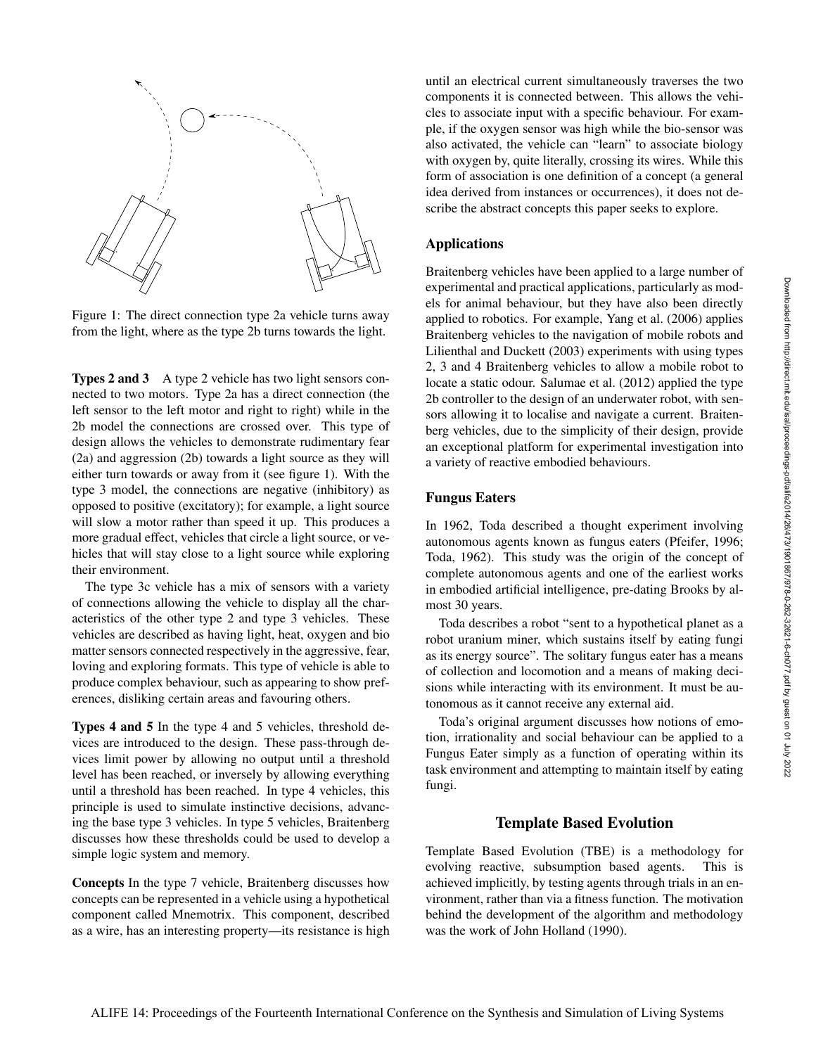Figure 1: The direct connection type 2a vehicle turns away from the light, where as the type 2b turns towards the light.

**Types 2 and 3** A type 2 vehicle has two light sensors connected to two motors. Type 2a has a direct connection (the left sensor to the left motor and right to right) while in the 2b model the connections are crossed over. This type of design allows the vehicles to demonstrate rudimentary fear (2a) and aggression (2b) towards a light source as they will either turn towards or away from it (see figure 1). With the type 3 model, the connections are negative (inhibitory) as opposed to positive (excitatory); for example, a light source will slow a motor rather than speed it up. This produces a more gradual effect, vehicles that circle a light source, or vehicles that will stay close to a light source while exploring their environment.

The type 3c vehicle has a mix of sensors with a variety of connections allowing the vehicle to display all the characteristics of the other type 2 and type 3 vehicles. These vehicles are described as having light, heat, oxygen and bio matter sensors connected respectively in the aggressive, fear, loving and exploring formats. This type of vehicle is able to produce complex behaviour, such as appearing to show preferences, disliking certain areas and favouring others.

**Types 4 and 5** In the type 4 and 5 vehicles, threshold devices are introduced to the design. These pass-through devices limit power by allowing no output until a threshold level has been reached, or inversely by allowing everything until a threshold has been reached. In type 4 vehicles, this principle is used to simulate instinctive decisions, advancing the base type 3 vehicles. In type 5 vehicles, Braitenberg discusses how these thresholds could be used to develop a simple logic system and memory.

**Concepts** In the type 7 vehicle, Braitenberg discusses how concepts can be represented in a vehicle using a hypothetical component called Mnemotrix. This component, described as a wire, has an interesting property—its resistance is high until an electrical current simultaneously traverses the two components it is connected between. This allows the vehicles to associate input with a specific behaviour. For example, if the oxygen sensor was high while the bio-sensor was also activated, the vehicle can "learn" to associate biology with oxygen by, quite literally, crossing its wires. While this form of association is one definition of a concept (a general idea derived from instances or occurrences), it does not describe the abstract concepts this paper seeks to explore.

### Applications

Braitenberg vehicles have been applied to a large number of experimental and practical applications, particularly as models for animal behaviour, but they have also been directly applied to robotics. For example, Yang et al. (2006) applies Braitenberg vehicles to the navigation of mobile robots and Lilienthal and Duckett (2003) experiments with using types 2, 3 and 4 Braitenberg vehicles to allow a mobile robot to locate a static odour. Salumae et al. (2012) applied the type 2b controller to the design of an underwater robot, with sensors allowing it to localise and navigate a current. Braitenberg vehicles, due to the simplicity of their design, provide an exceptional platform for experimental investigation into a variety of reactive embodied behaviours.

### Fungus Eaters

In 1962, Toda described a thought experiment involving autonomous agents known as fungus eaters (Pfeifer, 1996; Toda, 1962). This study was the origin of the concept of complete autonomous agents and one of the earliest works in embodied artificial intelligence, pre-dating Brooks by almost 30 years.

Toda describes a robot "sent to a hypothetical planet as a robot uranium miner, which sustains itself by eating fungi as its energy source". The solitary fungus eater has a means of collection and locomotion and a means of making decisions while interacting with its environment. It must be autonomous as it cannot receive any external aid.

Toda's original argument discusses how notions of emotion, irrationality and social behaviour can be applied to a Fungus Eater simply as a function of operating within its task environment and attempting to maintain itself by eating fungi.

## Template Based Evolution

Template Based Evolution (TBE) is a methodology for evolving reactive, subsumption based agents. This is achieved implicitly, by testing agents through trials in an environment, rather than via a fitness function. The motivation behind the development of the algorithm and methodology was the work of John Holland (1990).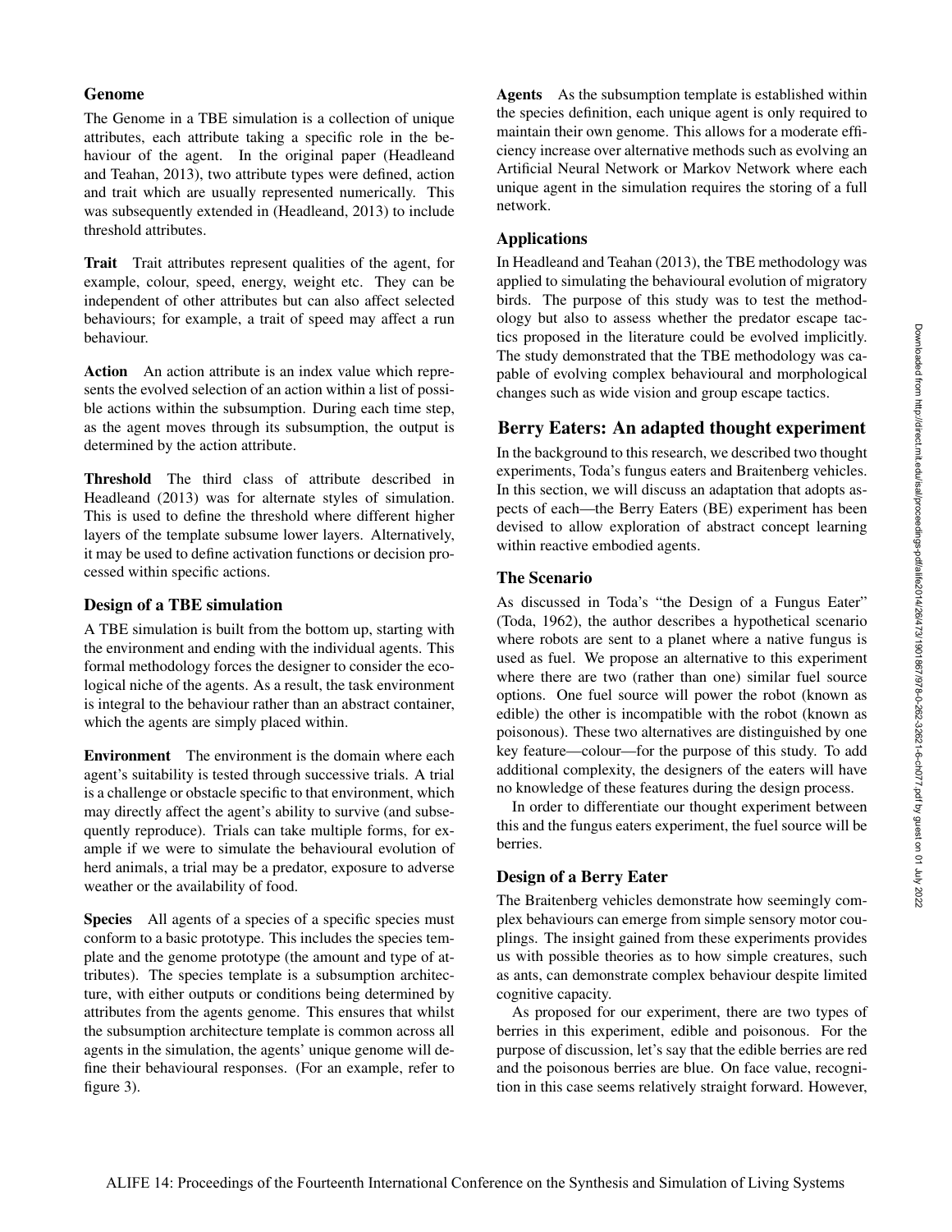### Genome

The Genome in a TBE simulation is a collection of unique attributes, each attribute taking a specific role in the behaviour of the agent. In the original paper (Headleand and Teahan, 2013), two attribute types were defined, action and trait which are usually represented numerically. This was subsequently extended in (Headleand, 2013) to include threshold attributes.

**Trait** Trait attributes represent qualities of the agent, for example, colour, speed, energy, weight etc. They can be independent of other attributes but can also affect selected behaviours; for example, a trait of speed may affect a run behaviour.

**Action** An action attribute is an index value which represents the evolved selection of an action within a list of possible actions within the subsumption. During each time step, as the agent moves through its subsumption, the output is determined by the action attribute.

**Threshold** The third class of attribute described in Headleand (2013) was for alternate styles of simulation. This is used to define the threshold where different higher layers of the template subsume lower layers. Alternatively, it may be used to define activation functions or decision processed within specific actions.

### Design of a TBE simulation

A TBE simulation is built from the bottom up, starting with the environment and ending with the individual agents. This formal methodology forces the designer to consider the ecological niche of the agents. As a result, the task environment is integral to the behaviour rather than an abstract container, which the agents are simply placed within.

**Environment** The environment is the domain where each agent's suitability is tested through successive trials. A trial is a challenge or obstacle specific to that environment, which may directly affect the agent's ability to survive (and subsequently reproduce). Trials can take multiple forms, for example if we were to simulate the behavioural evolution of herd animals, a trial may be a predator, exposure to adverse weather or the availability of food.

**Species** All agents of a species of a specific species must conform to a basic prototype. This includes the species template and the genome prototype (the amount and type of attributes). The species template is a subsumption architecture, with either outputs or conditions being determined by attributes from the agents genome. This ensures that whilst the subsumption architecture template is common across all agents in the simulation, the agents' unique genome will define their behavioural responses. (For an example, refer to figure 3).

**Agents** As the subsumption template is established within the species definition, each unique agent is only required to maintain their own genome. This allows for a moderate efficiency increase over alternative methods such as evolving an Artificial Neural Network or Markov Network where each unique agent in the simulation requires the storing of a full network.

### Applications

In Headleand and Teahan (2013), the TBE methodology was applied to simulating the behavioural evolution of migratory birds. The purpose of this study was to test the methodology but also to assess whether the predator escape tactics proposed in the literature could be evolved implicitly. The study demonstrated that the TBE methodology was capable of evolving complex behavioural and morphological changes such as wide vision and group escape tactics.

## Berry Eaters: An adapted thought experiment

In the background to this research, we described two thought experiments, Toda's fungus eaters and Braitenberg vehicles. In this section, we will discuss an adaptation that adopts aspects of each—the Berry Eaters (BE) experiment has been devised to allow exploration of abstract concept learning within reactive embodied agents.

### The Scenario

As discussed in Toda's "the Design of a Fungus Eater" (Toda, 1962), the author describes a hypothetical scenario where robots are sent to a planet where a native fungus is used as fuel. We propose an alternative to this experiment where there are two (rather than one) similar fuel source options. One fuel source will power the robot (known as edible) the other is incompatible with the robot (known as poisonous). These two alternatives are distinguished by one key feature—colour—for the purpose of this study. To add additional complexity, the designers of the eaters will have no knowledge of these features during the design process.

In order to differentiate our thought experiment between this and the fungus eaters experiment, the fuel source will be berries.

### Design of a Berry Eater

The Braitenberg vehicles demonstrate how seemingly complex behaviours can emerge from simple sensory motor couplings. The insight gained from these experiments provides us with possible theories as to how simple creatures, such as ants, can demonstrate complex behaviour despite limited cognitive capacity.

As proposed for our experiment, there are two types of berries in this experiment, edible and poisonous. For the purpose of discussion, let's say that the edible berries are red and the poisonous berries are blue. On face value, recognition in this case seems relatively straight forward. However,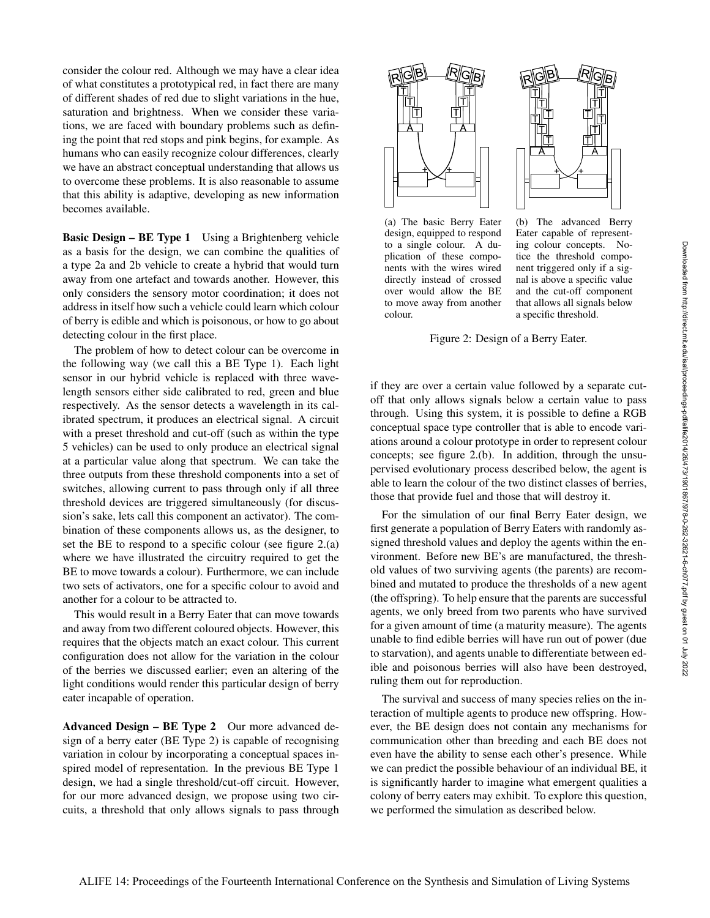consider the colour red. Although we may have a clear idea of what constitutes a prototypical red, in fact there are many of different shades of red due to slight variations in the hue, saturation and brightness. When we consider these variations, we are faced with boundary problems such as defining the point that red stops and pink begins, for example. As humans who can easily recognize colour differences, clearly we have an abstract conceptual understanding that allows us to overcome these problems. It is also reasonable to assume that this ability is adaptive, developing as new information becomes available.

**Basic Design – BE Type 1** Using a Brightenberg vehicle as a basis for the design, we can combine the qualities of a type 2a and 2b vehicle to create a hybrid that would turn away from one artefact and towards another. However, this only considers the sensory motor coordination; it does not address in itself how such a vehicle could learn which colour of berry is edible and which is poisonous, or how to go about detecting colour in the first place.

The problem of how to detect colour can be overcome in the following way (we call this a BE Type 1). Each light sensor in our hybrid vehicle is replaced with three wavelength sensors either side calibrated to red, green and blue respectively. As the sensor detects a wavelength in its calibrated spectrum, it produces an electrical signal. A circuit with a preset threshold and cut-off (such as within the type 5 vehicles) can be used to only produce an electrical signal at a particular value along that spectrum. We can take the three outputs from these threshold components into a set of switches, allowing current to pass through only if all three threshold devices are triggered simultaneously (for discussion's sake, lets call this component an activator). The combination of these components allows us, as the designer, to set the BE to respond to a specific colour (see figure 2.(a) where we have illustrated the circuitry required to get the BE to move towards a colour). Furthermore, we can include two sets of activators, one for a specific colour to avoid and another for a colour to be attracted to.

This would result in a Berry Eater that can move towards and away from two different coloured objects. However, this requires that the objects match an exact colour. This current configuration does not allow for the variation in the colour of the berries we discussed earlier; even an altering of the light conditions would render this particular design of berry eater incapable of operation.

**Advanced Design – BE Type 2** Our more advanced design of a berry eater (BE Type 2) is capable of recognising variation in colour by incorporating a conceptual spaces inspired model of representation. In the previous BE Type 1 design, we had a single threshold/cut-off circuit. However, for our more advanced design, we propose using two circuits, a threshold that only allows signals to pass through

(a) The basic Berry Eater design, equipped to respond to a single colour. A duplication of these components with the wires wired directly instead of crossed over would allow the BE to move away from another colour.

(b) The advanced Berry Eater capable of representing colour concepts. Notice the threshold component triggered only if a signal is above a specific value and the cut-off component that allows all signals below a specific threshold.

Figure 2: Design of a Berry Eater.

if they are over a certain value followed by a separate cut-off that only allows signals below a certain value to pass through. Using this system, it is possible to define a RGB conceptual space type controller that is able to encode variations around a colour prototype in order to represent colour concepts; see figure 2.(b). In addition, through the unsupervised evolutionary process described below, the agent is able to learn the colour of the two distinct classes of berries, those that provide fuel and those that will destroy it.

For the simulation of our final Berry Eater design, we first generate a population of Berry Eaters with randomly assigned threshold values and deploy the agents within the environment. Before new BE's are manufactured, the threshold values of two surviving agents (the parents) are recombined and mutated to produce the thresholds of a new agent (the offspring). To help ensure that the parents are successful agents, we only breed from two parents who have survived for a given amount of time (a maturity measure). The agents unable to find edible berries will have run out of power (due to starvation), and agents unable to differentiate between edible and poisonous berries will also have been destroyed, ruling them out for reproduction.

The survival and success of many species relies on the interaction of multiple agents to produce new offspring. However, the BE design does not contain any mechanisms for communication other than breeding and each BE does not even have the ability to sense each other's presence. While we can predict the possible behaviour of an individual BE, it is significantly harder to imagine what emergent qualities a colony of berry eaters may exhibit. To explore this question, we performed the simulation as described below.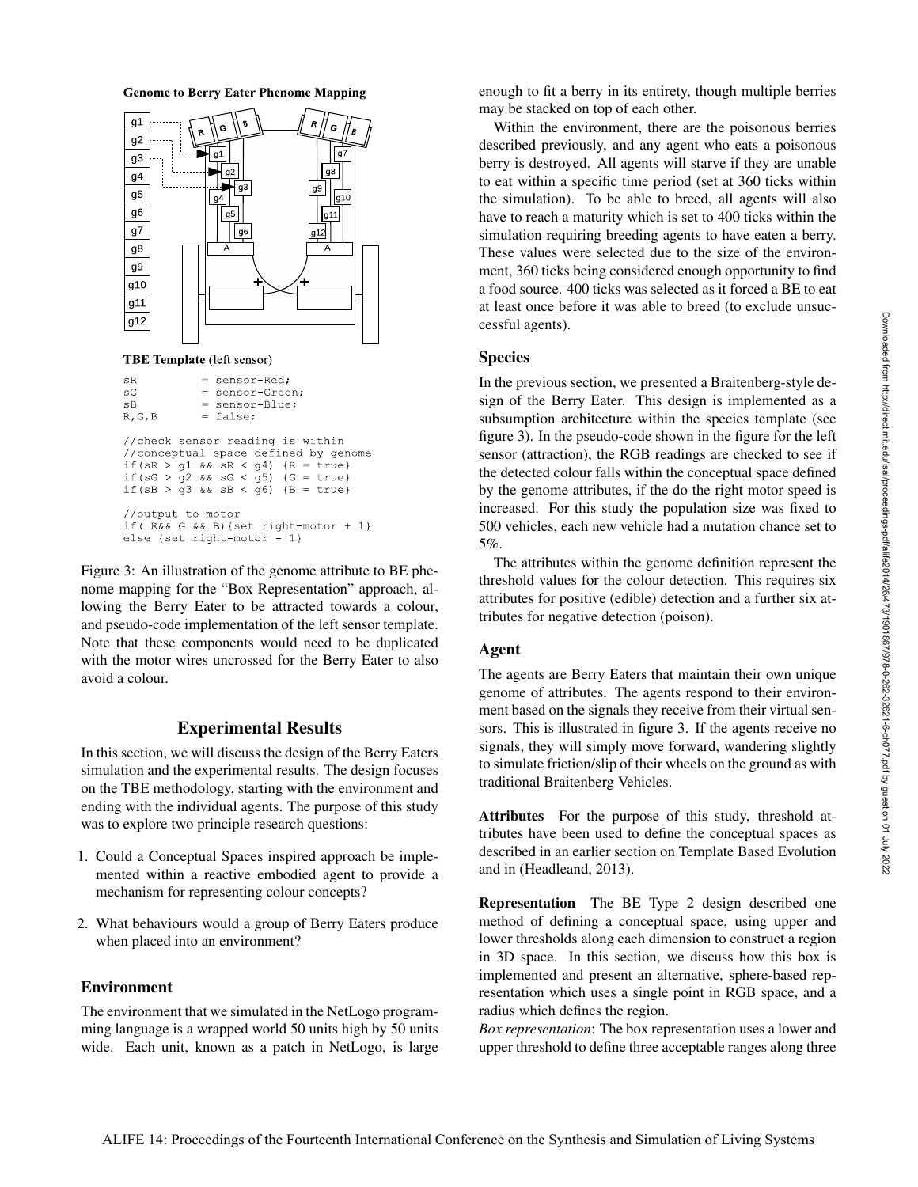**Genome to Berry Eater Phenome Mapping**

**TBE Template** (left sensor)

```
sR          = sensor-Red;
sG          = sensor-Green;
sB          = sensor-Blue;
R,G,B       = false;

//check sensor reading is within
//conceptual space defined by genome
if(sR > g1 && sR < g4) {R = true}
if(sG > g2 && sG < g5) {G = true}
if(sB > g3 && sB < g6) {B = true}

//output to motor
if( R&& G && B){set right-motor + 1}
else {set right-motor - 1}
```

Figure 3: An illustration of the genome attribute to BE phenome mapping for the "Box Representation" approach, allowing the Berry Eater to be attracted towards a colour, and pseudo-code implementation of the left sensor template. Note that these components would need to be duplicated with the motor wires uncrossed for the Berry Eater to also avoid a colour.

## Experimental Results

In this section, we will discuss the design of the Berry Eaters simulation and the experimental results. The design focuses on the TBE methodology, starting with the environment and ending with the individual agents. The purpose of this study was to explore two principle research questions:

1. Could a Conceptual Spaces inspired approach be implemented within a reactive embodied agent to provide a mechanism for representing colour concepts?
2. What behaviours would a group of Berry Eaters produce when placed into an environment?

### Environment

The environment that we simulated in the NetLogo programming language is a wrapped world 50 units high by 50 units wide. Each unit, known as a patch in NetLogo, is large enough to fit a berry in its entirety, though multiple berries may be stacked on top of each other.

Within the environment, there are the poisonous berries described previously, and any agent who eats a poisonous berry is destroyed. All agents will starve if they are unable to eat within a specific time period (set at 360 ticks within the simulation). To be able to breed, all agents will also have to reach a maturity which is set to 400 ticks within the simulation requiring breeding agents to have eaten a berry. These values were selected due to the size of the environment, 360 ticks being considered enough opportunity to find a food source. 400 ticks was selected as it forced a BE to eat at least once before it was able to breed (to exclude unsuccessful agents).

### Species

In the previous section, we presented a Braitenberg-style design of the Berry Eater. This design is implemented as a subsumption architecture within the species template (see figure 3). In the pseudo-code shown in the figure for the left sensor (attraction), the RGB readings are checked to see if the detected colour falls within the conceptual space defined by the genome attributes, if the do the right motor speed is increased. For this study the population size was fixed to 500 vehicles, each new vehicle had a mutation chance set to 5%.

The attributes within the genome definition represent the threshold values for the colour detection. This requires six attributes for positive (edible) detection and a further six attributes for negative detection (poison).

### Agent

The agents are Berry Eaters that maintain their own unique genome of attributes. The agents respond to their environment based on the signals they receive from their virtual sensors. This is illustrated in figure 3. If the agents receive no signals, they will simply move forward, wandering slightly to simulate friction/slip of their wheels on the ground as with traditional Braitenberg Vehicles.

**Attributes** For the purpose of this study, threshold attributes have been used to define the conceptual spaces as described in an earlier section on Template Based Evolution and in (Headleand, 2013).

**Representation** The BE Type 2 design described one method of defining a conceptual space, using upper and lower thresholds along each dimension to construct a region in 3D space. In this section, we discuss how this box is implemented and present an alternative, sphere-based representation which uses a single point in RGB space, and a radius which defines the region.

*Box representation*: The box representation uses a lower and upper threshold to define three acceptable ranges along three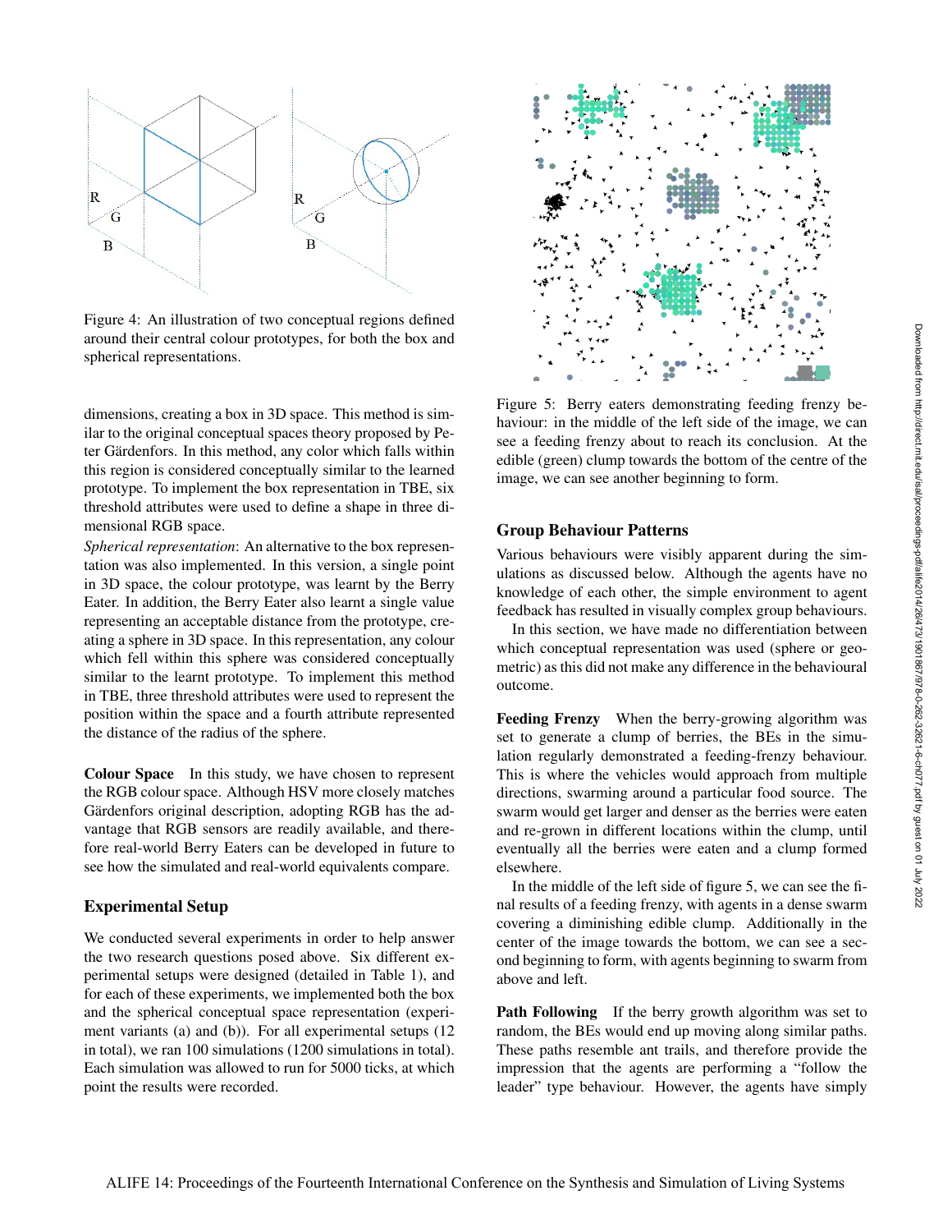Figure 4: An illustration of two conceptual regions defined around their central colour prototypes, for both the box and spherical representations.

dimensions, creating a box in 3D space. This method is similar to the original conceptual spaces theory proposed by Peter Gärdenfors. In this method, any color which falls within this region is considered conceptually similar to the learned prototype. To implement the box representation in TBE, six threshold attributes were used to define a shape in three dimensional RGB space.

*Spherical representation*: An alternative to the box representation was also implemented. In this version, a single point in 3D space, the colour prototype, was learnt by the Berry Eater. In addition, the Berry Eater also learnt a single value representing an acceptable distance from the prototype, creating a sphere in 3D space. In this representation, any colour which fell within this sphere was considered conceptually similar to the learnt prototype. To implement this method in TBE, three threshold attributes were used to represent the position within the space and a fourth attribute represented the distance of the radius of the sphere.

**Colour Space** In this study, we have chosen to represent the RGB colour space. Although HSV more closely matches Gärdenfors original description, adopting RGB has the advantage that RGB sensors are readily available, and therefore real-world Berry Eaters can be developed in future to see how the simulated and real-world equivalents compare.

## Experimental Setup

We conducted several experiments in order to help answer the two research questions posed above. Six different experimental setups were designed (detailed in Table 1), and for each of these experiments, we implemented both the box and the spherical conceptual space representation (experiment variants (a) and (b)). For all experimental setups (12 in total), we ran 100 simulations (1200 simulations in total). Each simulation was allowed to run for 5000 ticks, at which point the results were recorded.

Figure 5: Berry eaters demonstrating feeding frenzy behaviour: in the middle of the left side of the image, we can see the feeding frenzy about to reach its conclusion. At the edible (green) clump towards the bottom of the centre of the image, we can see another beginning to form.

## Group Behaviour Patterns

Various behaviours were visibly apparent during the simulations as discussed below. Although the agents have no knowledge of each other, the simple environment to agent feedback has resulted in visually complex group behaviours.

In this section, we have made no differentiation between which conceptual representation was used (sphere or geometric) as this did not make any difference in the behavioural outcome.

**Feeding Frenzy** When the berry-growing algorithm was set to generate a clump of berries, the BEs in the simulation regularly demonstrated a feeding-frenzy behaviour. This is where the vehicles would approach from multiple directions, swarming around a particular food source. The swarm would get larger and denser as the berries were eaten and re-grown in different locations within the clump, until eventually all the berries were eaten and a clump formed elsewhere.

In the middle of the left side of figure 5, we can see the final results of a feeding frenzy, with agents in a dense swarm covering a diminishing edible clump. Additionally in the center of the image towards the bottom, we can see a second beginning to form, with agents beginning to swarm from above and left.

**Path Following** If the berry growth algorithm was set to random, the BEs would end up moving along similar paths. These paths resemble ant trails, and therefore provide the impression that the agents are performing a "follow the leader" type behaviour. However, the agents have simply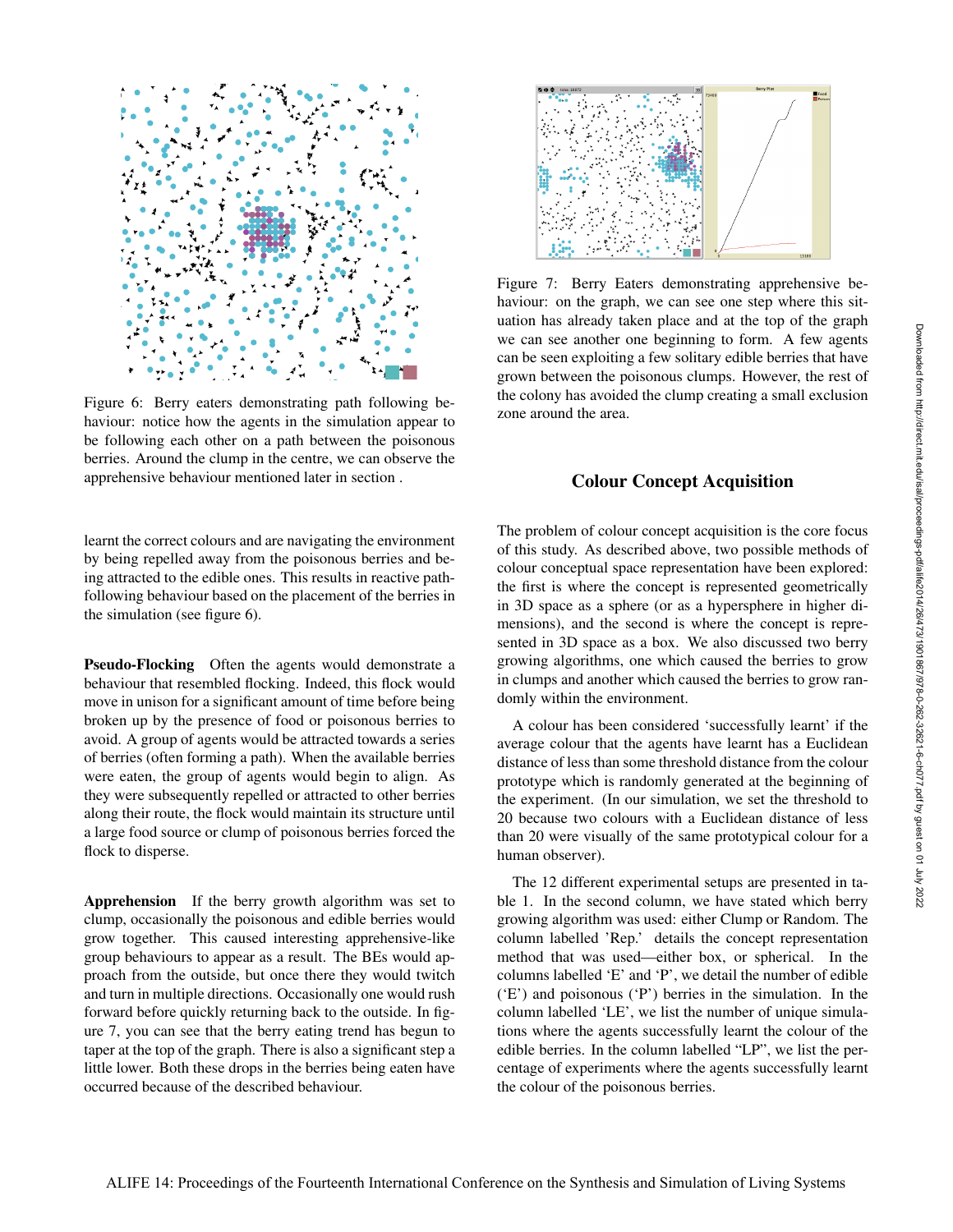Figure 6: Berry eaters demonstrating path following behaviour: notice how the agents in the simulation appear to be following each other on a path between the poisonous berries. Around the clump in the centre, we can observe the apprehensive behaviour mentioned later in section .

learnt the correct colours and are navigating the environment by being repelled away from the poisonous berries and being attracted to the edible ones. This results in reactive path-following behaviour based on the placement of the berries in the simulation (see figure 6).

**Pseudo-Flocking** Often the agents would demonstrate a behaviour that resembled flocking. Indeed, this flock would move in unison for a significant amount of time before being broken up by the presence of food or poisonous berries to avoid. A group of agents would be attracted towards a series of berries (often forming a path). When the available berries were eaten, the group of agents would begin to align. As they were subsequently repelled or attracted to other berries along their route, the flock would maintain its structure until a large food source or clump of poisonous berries forced the flock to disperse.

**Apprehension** If the berry growth algorithm was set to clump, occasionally the poisonous and edible berries would grow together. This caused interesting apprehensive-like group behaviours to appear as a result. The BEs would approach from the outside, but once there they would twitch and turn in multiple directions. Occasionally one would rush forward before quickly returning back to the outside. In figure 7, you can see that the berry eating trend has begun to taper at the top of the graph. There is also a significant step a little lower. Both these drops in the berries being eaten have occurred because of the described behaviour.

Figure 7: Berry Eaters demonstrating apprehensive behaviour: on the graph, we can see one step where this situation has already taken place and at the top of the graph we can see another one beginning to form. A few agents can be seen exploiting a few solitary edible berries that have grown between the poisonous clumps. However, the rest of the colony has avoided the clump creating a small exclusion zone around the area.

## Colour Concept Acquisition

The problem of colour concept acquisition is the core focus of this study. As described above, two possible methods of colour conceptual space representation have been explored: the first is where the concept is represented geometrically in 3D space as a sphere (or as a hypersphere in higher dimensions), and the second is where the concept is represented in 3D space as a box. We also discussed two berry growing algorithms, one which caused the berries to grow in clumps and another which caused the berries to grow randomly within the environment.

A colour has been considered 'successfully learnt' if the average colour that the agents have learnt has a Euclidean distance of less than some threshold distance from the colour prototype which is randomly generated at the beginning of the experiment. (In our simulation, we set the threshold to 20 because two colours with a Euclidean distance of less than 20 were visually of the same prototypical colour for a human observer).

The 12 different experimental setups are presented in table 1. In the second column, we have stated which berry growing algorithm was used: either Clump or Random. The column labelled 'Rep.' details the concept representation method that was used—either box, or spherical. In the columns labelled 'E' and 'P', we detail the number of edible ('E') and poisonous ('P') berries in the simulation. In the column labelled 'LE', we list the number of unique simulations where the agents successfully learnt the colour of the edible berries. In the column labelled "LP", we list the percentage of experiments where the agents successfully learnt the colour of the poisonous berries.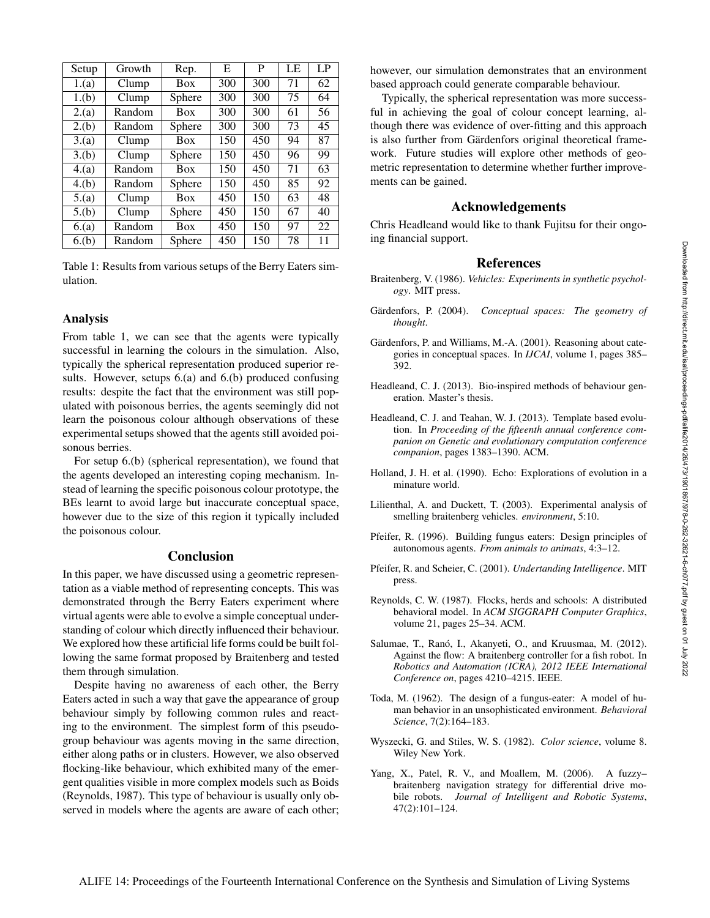| Setup | Growth | Rep. | E | P | LE | LP |
|---|---|---|---|---|---|---|
| 1.(a) | Clump | Box | 300 | 300 | 71 | 62 |
| 1.(b) | Clump | Sphere | 300 | 300 | 75 | 64 |
| 2.(a) | Random | Box | 300 | 300 | 61 | 56 |
| 2.(b) | Random | Sphere | 300 | 300 | 73 | 45 |
| 3.(a) | Clump | Box | 150 | 450 | 94 | 87 |
| 3.(b) | Clump | Sphere | 150 | 450 | 96 | 99 |
| 4.(a) | Random | Box | 150 | 450 | 71 | 63 |
| 4.(b) | Random | Sphere | 150 | 450 | 85 | 92 |
| 5.(a) | Clump | Box | 450 | 150 | 63 | 48 |
| 5.(b) | Clump | Sphere | 450 | 150 | 67 | 40 |
| 6.(a) | Random | Box | 450 | 150 | 97 | 22 |
| 6.(b) | Random | Sphere | 450 | 150 | 78 | 11 |

Table 1: Results from various setups of the Berry Eaters simulation.

### Analysis

From table 1, we can see that the agents were typically successful in learning the colours in the simulation. Also, typically the spherical representation produced superior results. However, setups 6.(a) and 6.(b) produced confusing results: despite the fact that the environment was still populated with poisonous berries, the agents seemingly did not learn the poisonous colour although observations of these experimental setups showed that the agents still avoided poisonous berries.

For setup 6.(b) (spherical representation), we found that the agents developed an interesting coping mechanism. Instead of learning the specific poisonous colour prototype, the BEs learnt to avoid large but inaccurate conceptual space, however due to the size of this region it typically included the poisonous colour.

## Conclusion

In this paper, we have discussed using a geometric representation as a viable method of representing concepts. This was demonstrated through the Berry Eaters experiment where virtual agents were able to evolve a simple conceptual understanding of colour which directly influenced their behaviour. We explored how these artificial life forms could be built following the same format proposed by Braitenberg and tested them through simulation.

Despite having no awareness of each other, the Berry Eaters acted in such a way that gave the appearance of group behaviour simply by following common rules and reacting to the environment. The simplest form of this pseudo-group behaviour was agents moving in the same direction, either along paths or in clusters. However, we also observed flocking-like behaviour, which exhibited many of the emergent qualities visible in more complex models such as Boids (Reynolds, 1987). This type of behaviour is usually only observed in models where the agents are aware of each other; however, our simulation demonstrates that an environment based approach could generate comparable behaviour.

Typically, the spherical representation was more successful in achieving the goal of colour concept learning, although there was evidence of over-fitting and this approach is also further from Gärdenfors original theoretical framework. Future studies will explore other methods of geometric representation to determine whether further improvements can be gained.

## Acknowledgements

Chris Headleand would like to thank Fujitsu for their ongoing financial support.

## References

Braitenberg, V. (1986). *Vehicles: Experiments in synthetic psychology*. MIT press.

Gärdenfors, P. (2004). *Conceptual spaces: The geometry of thought*.

Gärdenfors, P. and Williams, M.-A. (2001). Reasoning about categories in conceptual spaces. In *IJCAI*, volume 1, pages 385–392.

Headleand, C. J. (2013). Bio-inspired methods of behaviour generation. Master's thesis.

Headleand, C. J. and Teahan, W. J. (2013). Template based evolution. In *Proceeding of the fifteenth annual conference companion on Genetic and evolutionary computation conference companion*, pages 1383–1390. ACM.

Holland, J. H. et al. (1990). Echo: Explorations of evolution in a minature world.

Lilienthal, A. and Duckett, T. (2003). Experimental analysis of smelling braitenberg vehicles. *environment*, 5:10.

Pfeifer, R. (1996). Building fungus eaters: Design principles of autonomous agents. *From animals to animats*, 4:3–12.

Pfeifer, R. and Scheier, C. (2001). *Undertanding Intelligence*. MIT press.

Reynolds, C. W. (1987). Flocks, herds and schools: A distributed behavioral model. In *ACM SIGGRAPH Computer Graphics*, volume 21, pages 25–34. ACM.

Salumae, T., Ranó, I., Akanyeti, O., and Kruusmaa, M. (2012). Against the flow: A braitenberg controller for a fish robot. In *Robotics and Automation (ICRA), 2012 IEEE International Conference on*, pages 4210–4215. IEEE.

Toda, M. (1962). The design of a fungus-eater: A model of human behavior in an unsophisticated environment. *Behavioral Science*, 7(2):164–183.

Wyszecki, G. and Stiles, W. S. (1982). *Color science*, volume 8. Wiley New York.

Yang, X., Patel, R. V., and Moallem, M. (2006). A fuzzy–braitenberg navigation strategy for differential drive mobile robots. *Journal of Intelligent and Robotic Systems*, 47(2):101–124.